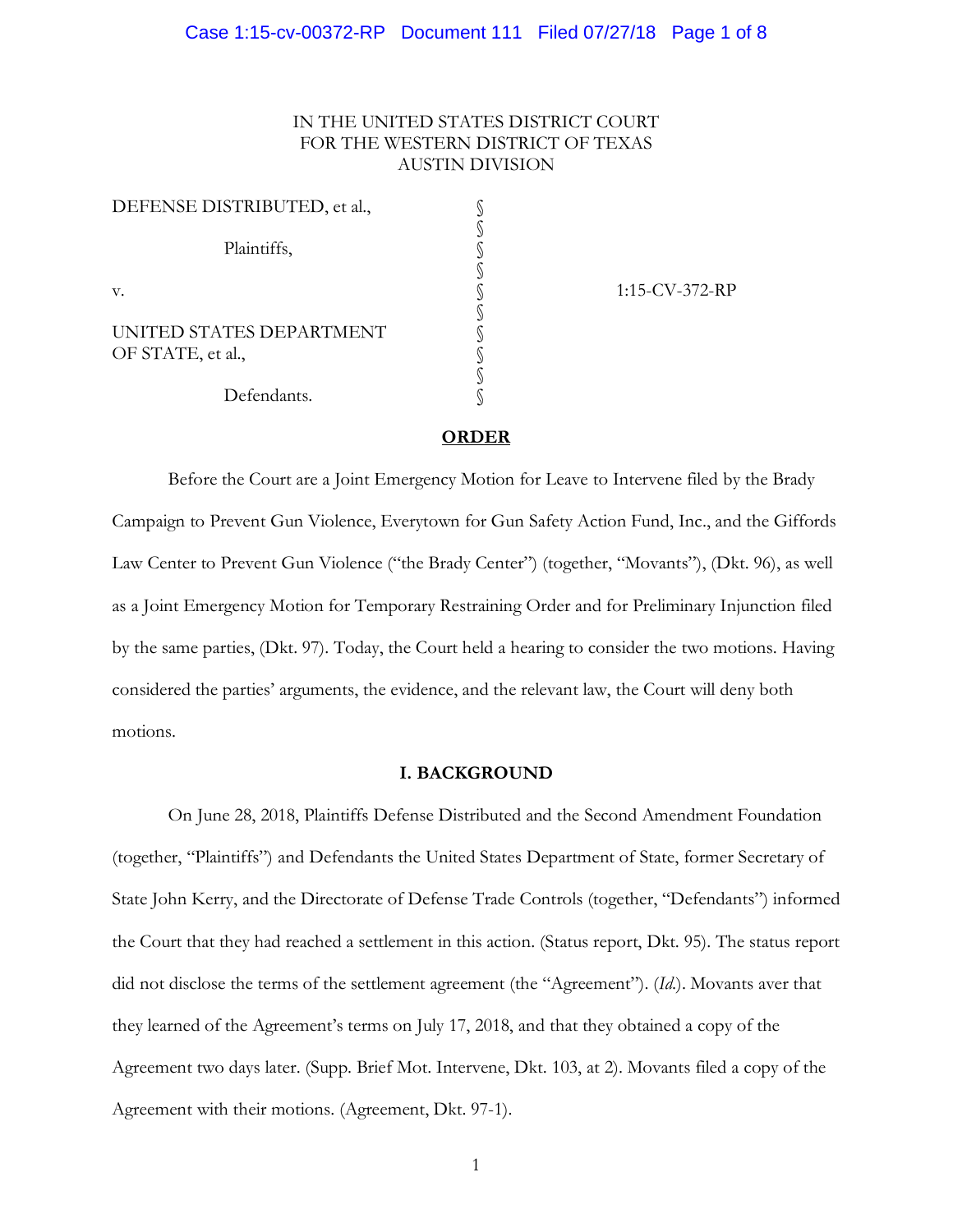IN THE UNITED STATES DISTRICT COURT
FOR THE WESTERN DISTRICT OF TEXAS
AUSTIN DIVISION

| | | |
|---|---|---|
| DEFENSE DISTRIBUTED, et al., | § | |
| | § | |
| Plaintiffs, | § | |
| | § | |
| v. | § | 1:15-CV-372-RP |
| | § | |
| UNITED STATES DEPARTMENT OF STATE, et al., | § | |
| | § | |
| | § | |
| Defendants. | § | |

## ORDER

Before the Court are a Joint Emergency Motion for Leave to Intervene filed by the Brady Campaign to Prevent Gun Violence, Everytown for Gun Safety Action Fund, Inc., and the Giffords Law Center to Prevent Gun Violence ("the Brady Center") (together, "Movants"), (Dkt. 96), as well as a Joint Emergency Motion for Temporary Restraining Order and for Preliminary Injunction filed by the same parties, (Dkt. 97). Today, the Court held a hearing to consider the two motions. Having considered the parties' arguments, the evidence, and the relevant law, the Court will deny both motions.

### I. BACKGROUND

On June 28, 2018, Plaintiffs Defense Distributed and the Second Amendment Foundation (together, "Plaintiffs") and Defendants the United States Department of State, former Secretary of State John Kerry, and the Directorate of Defense Trade Controls (together, "Defendants") informed the Court that they had reached a settlement in this action. (Status report, Dkt. 95). The status report did not disclose the terms of the settlement agreement (the "Agreement"). (*Id.*). Movants aver that they learned of the Agreement's terms on July 17, 2018, and that they obtained a copy of the Agreement two days later. (Supp. Brief Mot. Intervene, Dkt. 103, at 2). Movants filed a copy of the Agreement with their motions. (Agreement, Dkt. 97-1).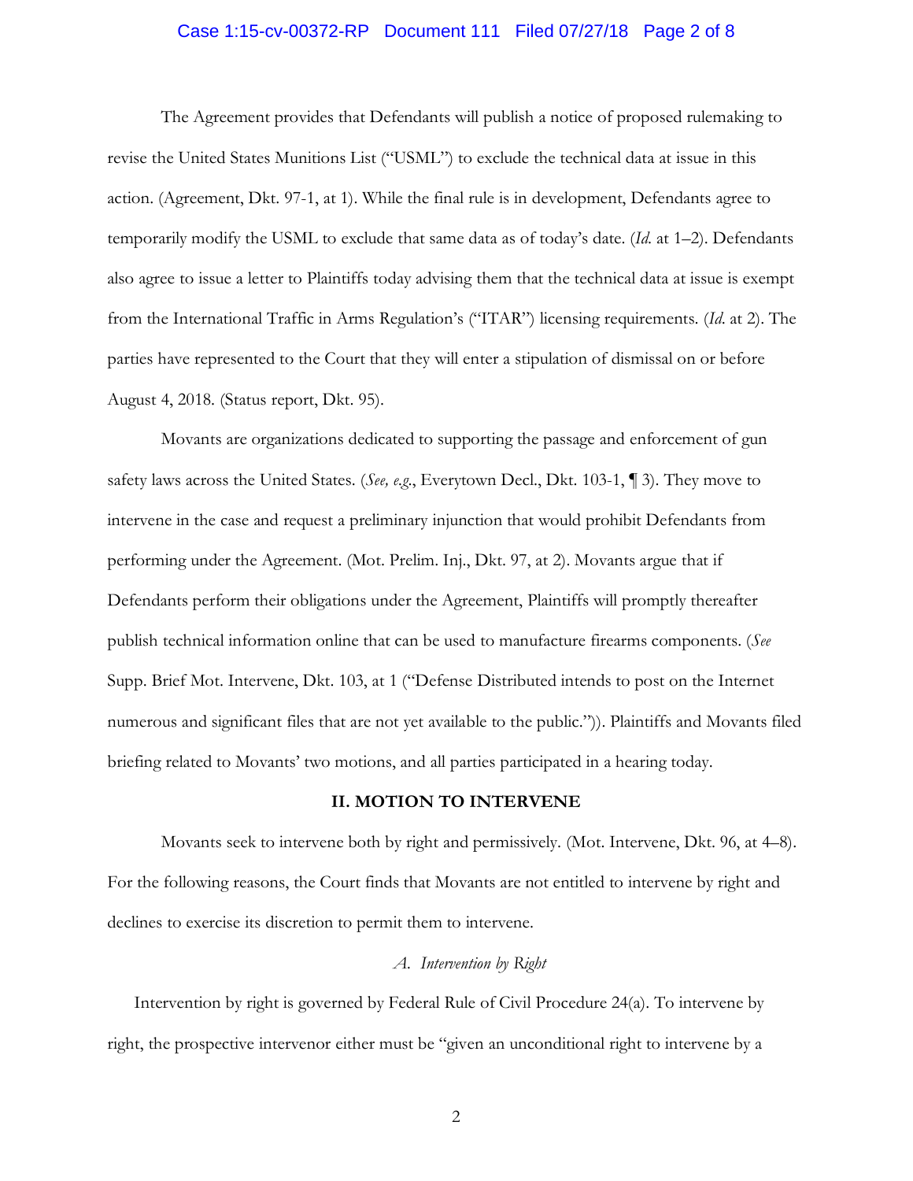The Agreement provides that Defendants will publish a notice of proposed rulemaking to revise the United States Munitions List ("USML") to exclude the technical data at issue in this action. (Agreement, Dkt. 97-1, at 1). While the final rule is in development, Defendants agree to temporarily modify the USML to exclude that same data as of today's date. (*Id.* at 1–2). Defendants also agree to issue a letter to Plaintiffs today advising them that the technical data at issue is exempt from the International Traffic in Arms Regulation's ("ITAR") licensing requirements. (*Id.* at 2). The parties have represented to the Court that they will enter a stipulation of dismissal on or before August 4, 2018. (Status report, Dkt. 95).

Movants are organizations dedicated to supporting the passage and enforcement of gun safety laws across the United States. (*See, e.g.*, Everytown Decl., Dkt. 103-1, ¶ 3). They move to intervene in the case and request a preliminary injunction that would prohibit Defendants from performing under the Agreement. (Mot. Prelim. Inj., Dkt. 97, at 2). Movants argue that if Defendants perform their obligations under the Agreement, Plaintiffs will promptly thereafter publish technical information online that can be used to manufacture firearms components. (*See* Supp. Brief Mot. Intervene, Dkt. 103, at 1 ("Defense Distributed intends to post on the Internet numerous and significant files that are not yet available to the public.")). Plaintiffs and Movants filed briefing related to Movants' two motions, and all parties participated in a hearing today.

## II. MOTION TO INTERVENE

Movants seek to intervene both by right and permissively. (Mot. Intervene, Dkt. 96, at 4–8). For the following reasons, the Court finds that Movants are not entitled to intervene by right and declines to exercise its discretion to permit them to intervene.

### *A. Intervention by Right*

Intervention by right is governed by Federal Rule of Civil Procedure 24(a). To intervene by right, the prospective intervenor either must be "given an unconditional right to intervene by a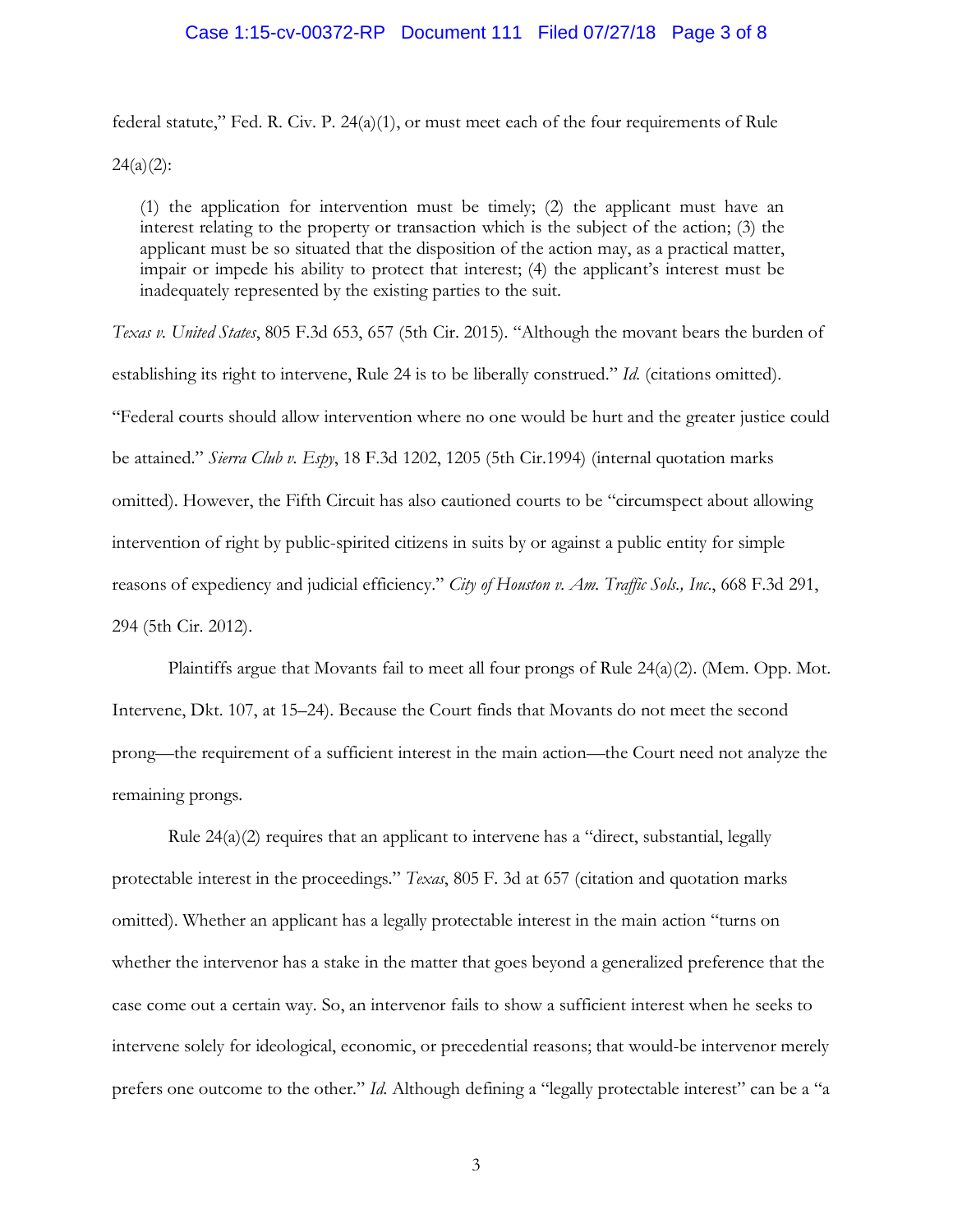federal statute," Fed. R. Civ. P. 24(a)(1), or must meet each of the four requirements of Rule 24(a)(2):

> (1) the application for intervention must be timely; (2) the applicant must have an interest relating to the property or transaction which is the subject of the action; (3) the applicant must be so situated that the disposition of the action may, as a practical matter, impair or impede his ability to protect that interest; (4) the applicant's interest must be inadequately represented by the existing parties to the suit.

*Texas v. United States*, 805 F.3d 653, 657 (5th Cir. 2015). "Although the movant bears the burden of establishing its right to intervene, Rule 24 is to be liberally construed." *Id.* (citations omitted). "Federal courts should allow intervention where no one would be hurt and the greater justice could be attained." *Sierra Club v. Espy*, 18 F.3d 1202, 1205 (5th Cir.1994) (internal quotation marks omitted). However, the Fifth Circuit has also cautioned courts to be "circumspect about allowing intervention of right by public-spirited citizens in suits by or against a public entity for simple reasons of expediency and judicial efficiency." *City of Houston v. Am. Traffic Sols., Inc.*, 668 F.3d 291, 294 (5th Cir. 2012).

Plaintiffs argue that Movants fail to meet all four prongs of Rule 24(a)(2). (Mem. Opp. Mot. Intervene, Dkt. 107, at 15–24). Because the Court finds that Movants do not meet the second prong—the requirement of a sufficient interest in the main action—the Court need not analyze the remaining prongs.

Rule 24(a)(2) requires that an applicant to intervene has a "direct, substantial, legally protectable interest in the proceedings." *Texas*, 805 F. 3d at 657 (citation and quotation marks omitted). Whether an applicant has a legally protectable interest in the main action "turns on whether the intervenor has a stake in the matter that goes beyond a generalized preference that the case come out a certain way. So, an intervenor fails to show a sufficient interest when he seeks to intervene solely for ideological, economic, or precedential reasons; that would-be intervenor merely prefers one outcome to the other." *Id.* Although defining a "legally protectable interest" can be a "a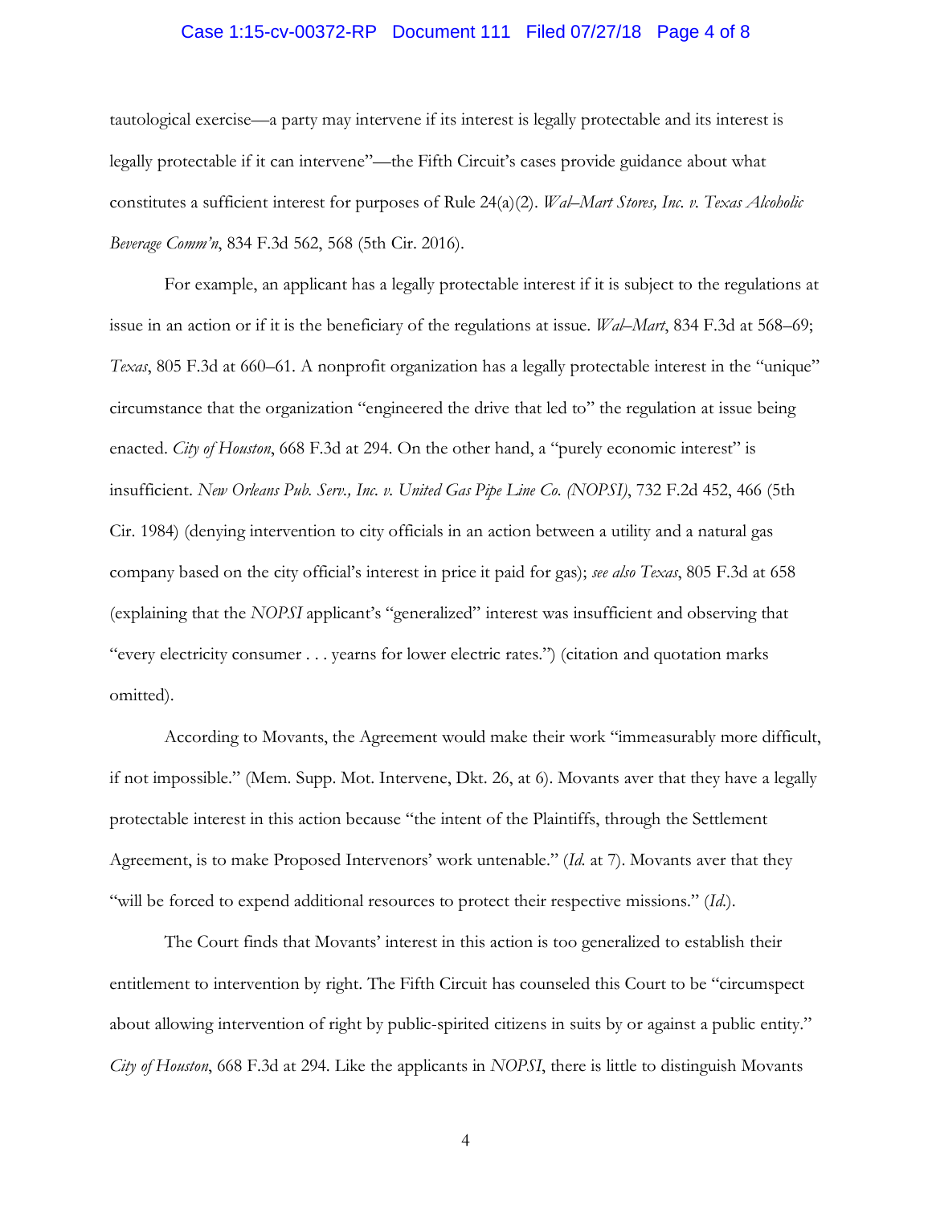tautological exercise—a party may intervene if its interest is legally protectable and its interest is legally protectable if it can intervene"—the Fifth Circuit's cases provide guidance about what constitutes a sufficient interest for purposes of Rule 24(a)(2). *Wal–Mart Stores, Inc. v. Texas Alcoholic Beverage Comm'n*, 834 F.3d 562, 568 (5th Cir. 2016).

For example, an applicant has a legally protectable interest if it is subject to the regulations at issue in an action or if it is the beneficiary of the regulations at issue. *Wal–Mart*, 834 F.3d at 568–69; *Texas*, 805 F.3d at 660–61. A nonprofit organization has a legally protectable interest in the "unique" circumstance that the organization "engineered the drive that led to" the regulation at issue being enacted. *City of Houston*, 668 F.3d at 294. On the other hand, a "purely economic interest" is insufficient. *New Orleans Pub. Serv., Inc. v. United Gas Pipe Line Co. (NOPSI)*, 732 F.2d 452, 466 (5th Cir. 1984) (denying intervention to city officials in an action between a utility and a natural gas company based on the city official's interest in price it paid for gas); *see also Texas*, 805 F.3d at 658 (explaining that the *NOPSI* applicant's "generalized" interest was insufficient and observing that "every electricity consumer . . . yearns for lower electric rates.") (citation and quotation marks omitted).

According to Movants, the Agreement would make their work "immeasurably more difficult, if not impossible." (Mem. Supp. Mot. Intervene, Dkt. 26, at 6). Movants aver that they have a legally protectable interest in this action because "the intent of the Plaintiffs, through the Settlement Agreement, is to make Proposed Intervenors' work untenable." (*Id.* at 7). Movants aver that they "will be forced to expend additional resources to protect their respective missions." (*Id.*).

The Court finds that Movants' interest in this action is too generalized to establish their entitlement to intervention by right. The Fifth Circuit has counseled this Court to be "circumspect about allowing intervention of right by public-spirited citizens in suits by or against a public entity." *City of Houston*, 668 F.3d at 294. Like the applicants in *NOPSI*, there is little to distinguish Movants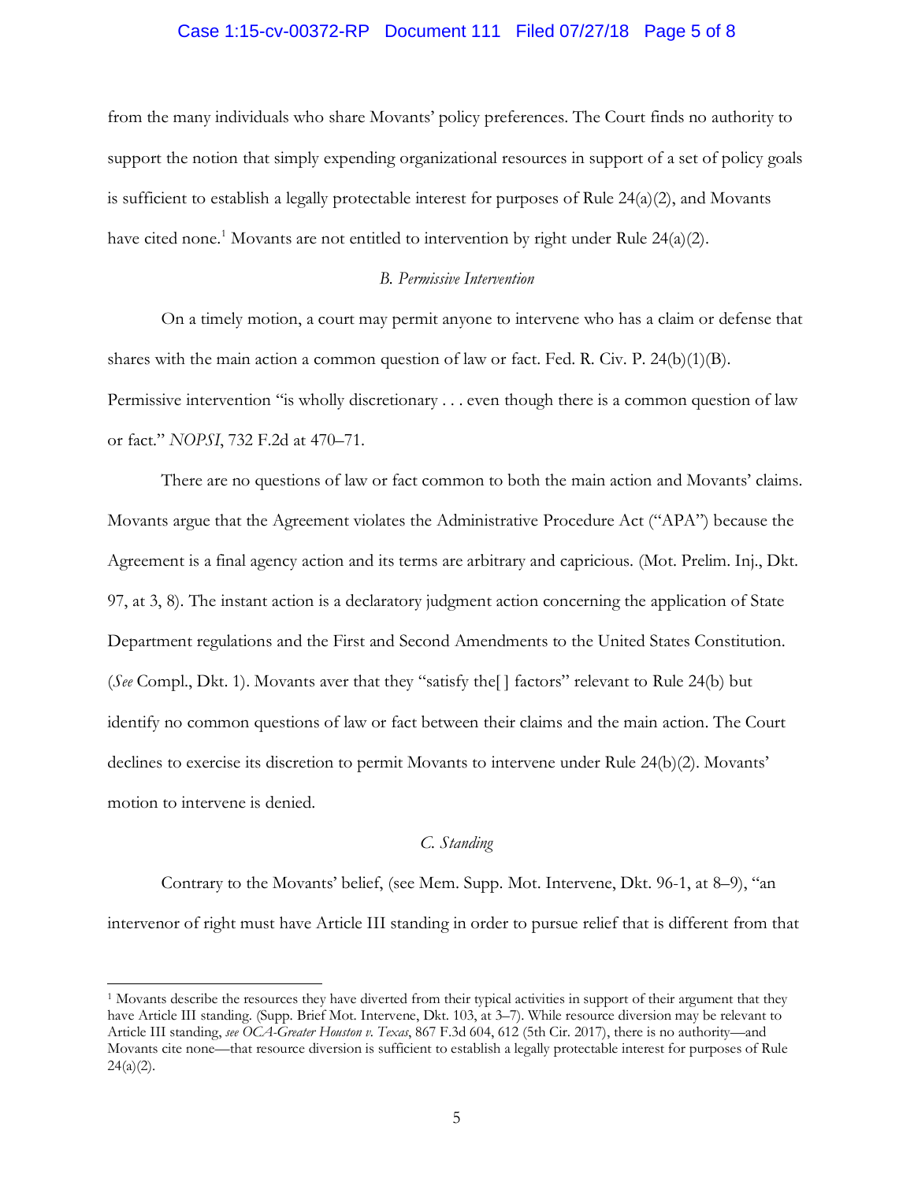from the many individuals who share Movants' policy preferences. The Court finds no authority to support the notion that simply expending organizational resources in support of a set of policy goals is sufficient to establish a legally protectable interest for purposes of Rule 24(a)(2), and Movants have cited none.[1] Movants are not entitled to intervention by right under Rule 24(a)(2).

### *B. Permissive Intervention*

On a timely motion, a court may permit anyone to intervene who has a claim or defense that shares with the main action a common question of law or fact. Fed. R. Civ. P. 24(b)(1)(B). Permissive intervention "is wholly discretionary . . . even though there is a common question of law or fact." *NOPSI*, 732 F.2d at 470–71.

There are no questions of law or fact common to both the main action and Movants' claims. Movants argue that the Agreement violates the Administrative Procedure Act ("APA") because the Agreement is a final agency action and its terms are arbitrary and capricious. (Mot. Prelim. Inj., Dkt. 97, at 3, 8). The instant action is a declaratory judgment action concerning the application of State Department regulations and the First and Second Amendments to the United States Constitution. (*See* Compl., Dkt. 1). Movants aver that they "satisfy the[ ] factors" relevant to Rule 24(b) but identify no common questions of law or fact between their claims and the main action. The Court declines to exercise its discretion to permit Movants to intervene under Rule 24(b)(2). Movants' motion to intervene is denied.

### *C. Standing*

Contrary to the Movants' belief, (see Mem. Supp. Mot. Intervene, Dkt. 96-1, at 8–9), "an intervenor of right must have Article III standing in order to pursue relief that is different from that

---

[1] Movants describe the resources they have diverted from their typical activities in support of their argument that they have Article III standing. (Supp. Brief Mot. Intervene, Dkt. 103, at 3–7). While resource diversion may be relevant to Article III standing, *see OCA-Greater Houston v. Texas*, 867 F.3d 604, 612 (5th Cir. 2017), there is no authority—and Movants cite none—that resource diversion is sufficient to establish a legally protectable interest for purposes of Rule 24(a)(2).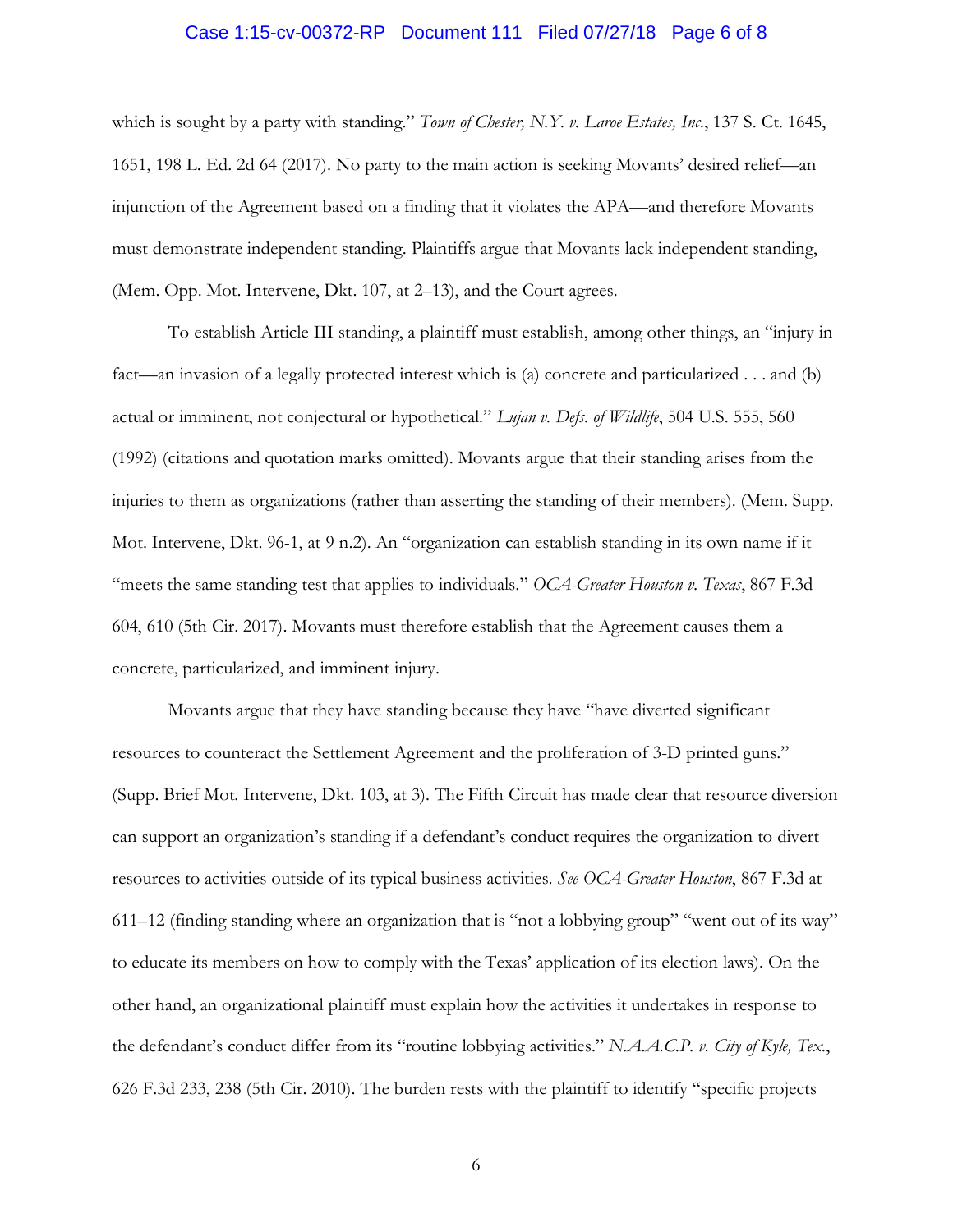which is sought by a party with standing." *Town of Chester, N.Y. v. Laroe Estates, Inc.*, 137 S. Ct. 1645, 1651, 198 L. Ed. 2d 64 (2017). No party to the main action is seeking Movants' desired relief—an injunction of the Agreement based on a finding that it violates the APA—and therefore Movants must demonstrate independent standing. Plaintiffs argue that Movants lack independent standing, (Mem. Opp. Mot. Intervene, Dkt. 107, at 2–13), and the Court agrees.

To establish Article III standing, a plaintiff must establish, among other things, an "injury in fact—an invasion of a legally protected interest which is (a) concrete and particularized . . . and (b) actual or imminent, not conjectural or hypothetical." *Lujan v. Defs. of Wildlife*, 504 U.S. 555, 560 (1992) (citations and quotation marks omitted). Movants argue that their standing arises from the injuries to them as organizations (rather than asserting the standing of their members). (Mem. Supp. Mot. Intervene, Dkt. 96-1, at 9 n.2). An "organization can establish standing in its own name if it "meets the same standing test that applies to individuals." *OCA-Greater Houston v. Texas*, 867 F.3d 604, 610 (5th Cir. 2017). Movants must therefore establish that the Agreement causes them a concrete, particularized, and imminent injury.

Movants argue that they have standing because they have "have diverted significant resources to counteract the Settlement Agreement and the proliferation of 3-D printed guns." (Supp. Brief Mot. Intervene, Dkt. 103, at 3). The Fifth Circuit has made clear that resource diversion can support an organization's standing if a defendant's conduct requires the organization to divert resources to activities outside of its typical business activities. *See OCA-Greater Houston*, 867 F.3d at 611–12 (finding standing where an organization that is "not a lobbying group" "went out of its way" to educate its members on how to comply with the Texas' application of its election laws). On the other hand, an organizational plaintiff must explain how the activities it undertakes in response to the defendant's conduct differ from its "routine lobbying activities." *N.A.A.C.P. v. City of Kyle, Tex.*, 626 F.3d 233, 238 (5th Cir. 2010). The burden rests with the plaintiff to identify "specific projects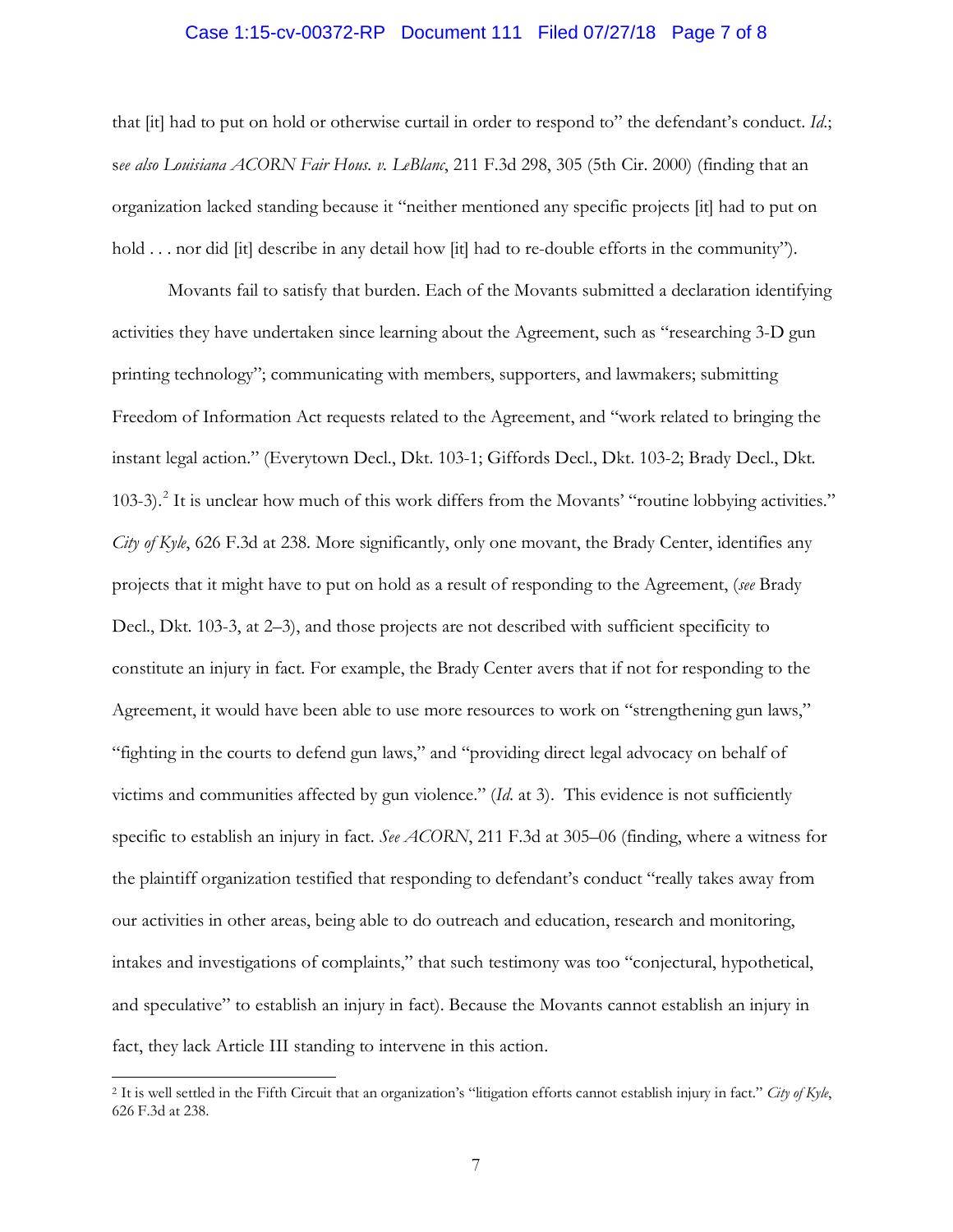that [it] had to put on hold or otherwise curtail in order to respond to" the defendant's conduct. *Id.*; s*ee also Louisiana ACORN Fair Hous. v. LeBlanc*, 211 F.3d 298, 305 (5th Cir. 2000) (finding that an organization lacked standing because it "neither mentioned any specific projects [it] had to put on hold . . . nor did [it] describe in any detail how [it] had to re-double efforts in the community").

Movants fail to satisfy that burden. Each of the Movants submitted a declaration identifying activities they have undertaken since learning about the Agreement, such as "researching 3-D gun printing technology"; communicating with members, supporters, and lawmakers; submitting Freedom of Information Act requests related to the Agreement, and "work related to bringing the instant legal action." (Everytown Decl., Dkt. 103-1; Giffords Decl., Dkt. 103-2; Brady Decl., Dkt. 103-3).[2] It is unclear how much of this work differs from the Movants' "routine lobbying activities." *City of Kyle*, 626 F.3d at 238. More significantly, only one movant, the Brady Center, identifies any projects that it might have to put on hold as a result of responding to the Agreement, (*see* Brady Decl., Dkt. 103-3, at 2–3), and those projects are not described with sufficient specificity to constitute an injury in fact. For example, the Brady Center avers that if not for responding to the Agreement, it would have been able to use more resources to work on "strengthening gun laws," "fighting in the courts to defend gun laws," and "providing direct legal advocacy on behalf of victims and communities affected by gun violence." (*Id.* at 3). This evidence is not sufficiently specific to establish an injury in fact. *See ACORN*, 211 F.3d at 305–06 (finding, where a witness for the plaintiff organization testified that responding to defendant's conduct "really takes away from our activities in other areas, being able to do outreach and education, research and monitoring, intakes and investigations of complaints," that such testimony was too "conjectural, hypothetical, and speculative" to establish an injury in fact). Because the Movants cannot establish an injury in fact, they lack Article III standing to intervene in this action.

---

[2] It is well settled in the Fifth Circuit that an organization's "litigation efforts cannot establish injury in fact." *City of Kyle*, 626 F.3d at 238.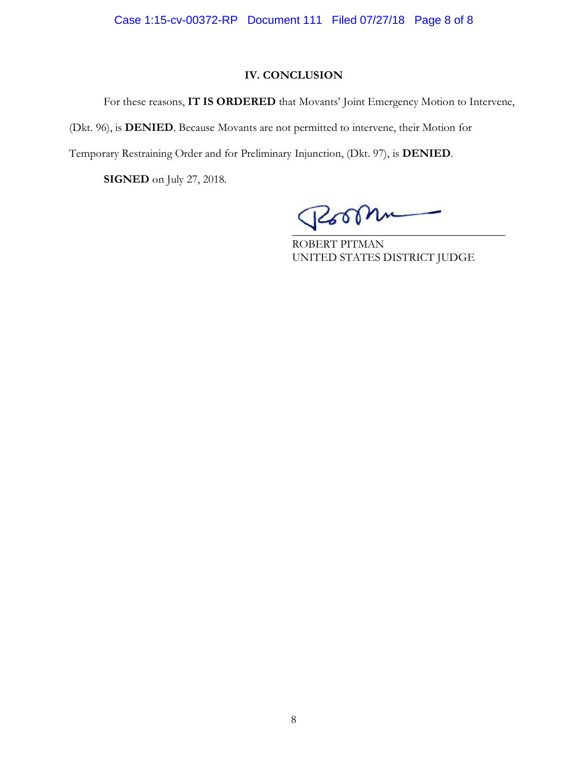## IV. CONCLUSION

For these reasons, **IT IS ORDERED** that Movants' Joint Emergency Motion to Intervene, (Dkt. 96), is **DENIED**. Because Movants are not permitted to intervene, their Motion for Temporary Restraining Order and for Preliminary Injunction, (Dkt. 97), is **DENIED**.

**SIGNED** on July 27, 2018.

ROBERT PITMAN
UNITED STATES DISTRICT JUDGE